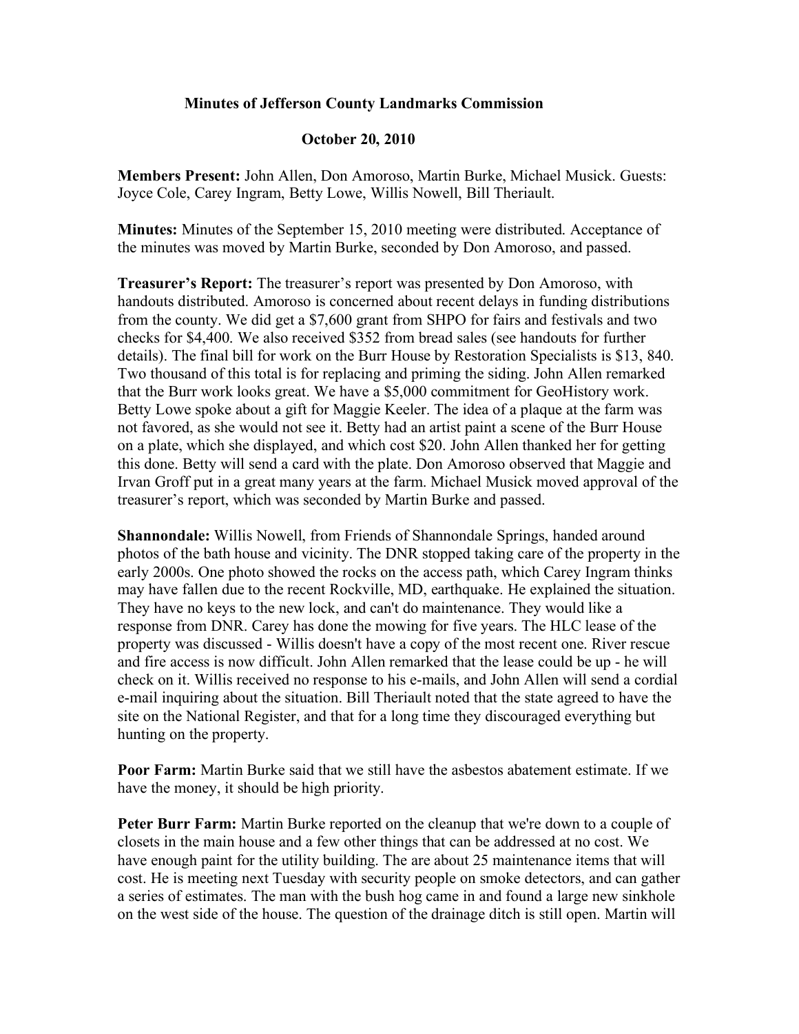# Minutes of Jefferson County Landmarks Commission

## October 20, 2010

**Members Present:** John Allen, Don Amoroso, Martin Burke, Michael Musick. Guests: Joyce Cole, Carey Ingram, Betty Lowe, Willis Nowell, Bill Theriault.

**Minutes:** Minutes of the September 15, 2010 meeting were distributed. Acceptance of the minutes was moved by Martin Burke, seconded by Don Amoroso, and passed.

**Treasurer's Report:** The treasurer's report was presented by Don Amoroso, with handouts distributed. Amoroso is concerned about recent delays in funding distributions from the county. We did get a $7,600 grant from SHPO for fairs and festivals and two checks for $4,400. We also received $352 from bread sales (see handouts for further details). The final bill for work on the Burr House by Restoration Specialists is $13, 840. Two thousand of this total is for replacing and priming the siding. John Allen remarked that the Burr work looks great. We have a $5,000 commitment for GeoHistory work. Betty Lowe spoke about a gift for Maggie Keeler. The idea of a plaque at the farm was not favored, as she would not see it. Betty had an artist paint a scene of the Burr House on a plate, which she displayed, and which cost $20. John Allen thanked her for getting this done. Betty will send a card with the plate. Don Amoroso observed that Maggie and Irvan Groff put in a great many years at the farm. Michael Musick moved approval of the treasurer's report, which was seconded by Martin Burke and passed.

**Shannondale:** Willis Nowell, from Friends of Shannondale Springs, handed around photos of the bath house and vicinity. The DNR stopped taking care of the property in the early 2000s. One photo showed the rocks on the access path, which Carey Ingram thinks may have fallen due to the recent Rockville, MD, earthquake. He explained the situation. They have no keys to the new lock, and can't do maintenance. They would like a response from DNR. Carey has done the mowing for five years. The HLC lease of the property was discussed - Willis doesn't have a copy of the most recent one. River rescue and fire access is now difficult. John Allen remarked that the lease could be up - he will check on it. Willis received no response to his e-mails, and John Allen will send a cordial e-mail inquiring about the situation. Bill Theriault noted that the state agreed to have the site on the National Register, and that for a long time they discouraged everything but hunting on the property.

**Poor Farm:** Martin Burke said that we still have the asbestos abatement estimate. If we have the money, it should be high priority.

**Peter Burr Farm:** Martin Burke reported on the cleanup that we're down to a couple of closets in the main house and a few other things that can be addressed at no cost. We have enough paint for the utility building. The are about 25 maintenance items that will cost. He is meeting next Tuesday with security people on smoke detectors, and can gather a series of estimates. The man with the bush hog came in and found a large new sinkhole on the west side of the house. The question of the drainage ditch is still open. Martin will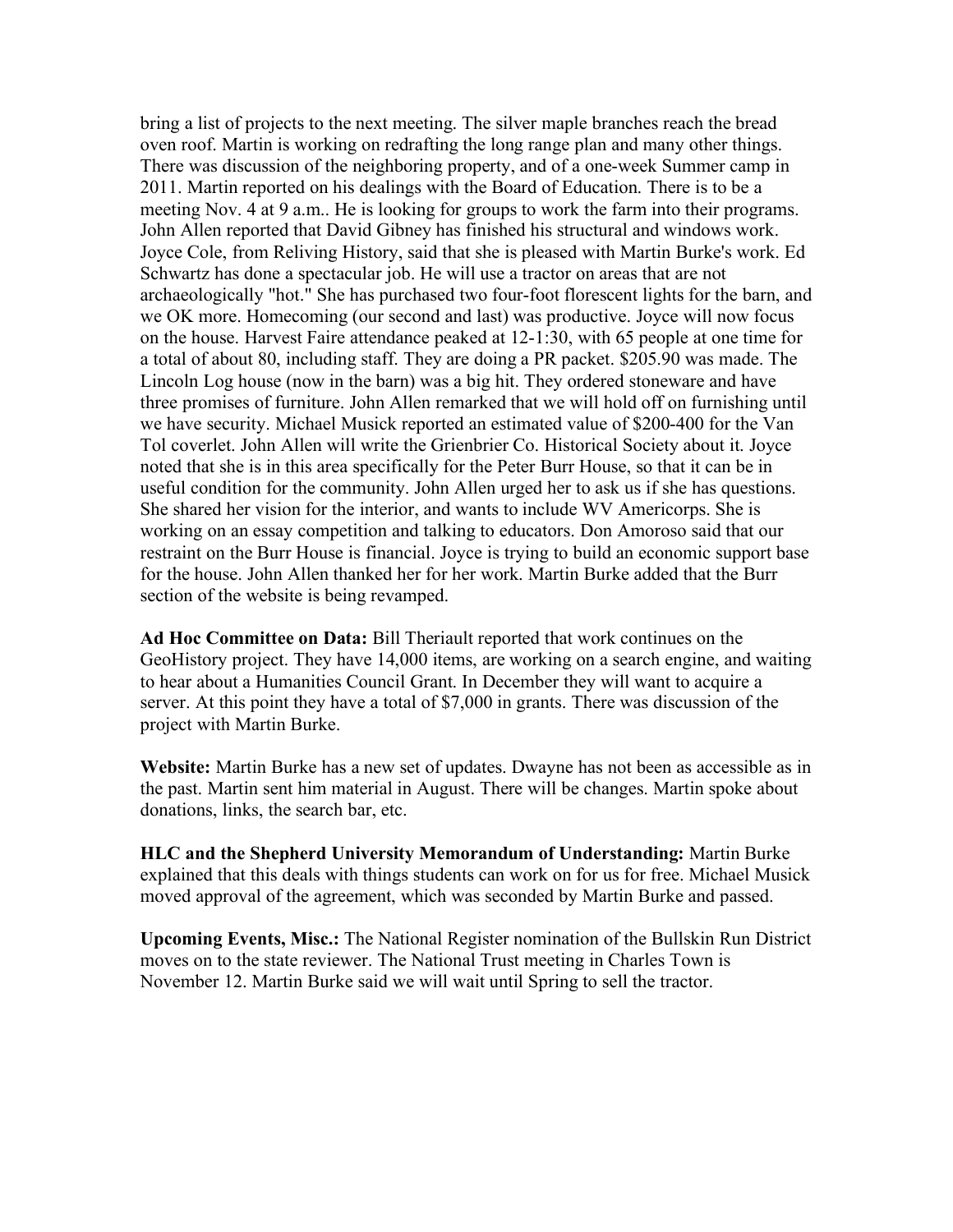bring a list of projects to the next meeting. The silver maple branches reach the bread oven roof. Martin is working on redrafting the long range plan and many other things. There was discussion of the neighboring property, and of a one-week Summer camp in 2011. Martin reported on his dealings with the Board of Education. There is to be a meeting Nov. 4 at 9 a.m.. He is looking for groups to work the farm into their programs. John Allen reported that David Gibney has finished his structural and windows work. Joyce Cole, from Reliving History, said that she is pleased with Martin Burke's work. Ed Schwartz has done a spectacular job. He will use a tractor on areas that are not archaeologically "hot." She has purchased two four-foot florescent lights for the barn, and we OK more. Homecoming (our second and last) was productive. Joyce will now focus on the house. Harvest Faire attendance peaked at 12-1:30, with 65 people at one time for a total of about 80, including staff. They are doing a PR packet. $205.90 was made. The Lincoln Log house (now in the barn) was a big hit. They ordered stoneware and have three promises of furniture. John Allen remarked that we will hold off on furnishing until we have security. Michael Musick reported an estimated value of $200-400 for the Van Tol coverlet. John Allen will write the Grienbrier Co. Historical Society about it. Joyce noted that she is in this area specifically for the Peter Burr House, so that it can be in useful condition for the community. John Allen urged her to ask us if she has questions. She shared her vision for the interior, and wants to include WV Americorps. She is working on an essay competition and talking to educators. Don Amoroso said that our restraint on the Burr House is financial. Joyce is trying to build an economic support base for the house. John Allen thanked her for her work. Martin Burke added that the Burr section of the website is being revamped.

**Ad Hoc Committee on Data:** Bill Theriault reported that work continues on the GeoHistory project. They have 14,000 items, are working on a search engine, and waiting to hear about a Humanities Council Grant. In December they will want to acquire a server. At this point they have a total of $7,000 in grants. There was discussion of the project with Martin Burke.

**Website:** Martin Burke has a new set of updates. Dwayne has not been as accessible as in the past. Martin sent him material in August. There will be changes. Martin spoke about donations, links, the search bar, etc.

**HLC and the Shepherd University Memorandum of Understanding:** Martin Burke explained that this deals with things students can work on for us for free. Michael Musick moved approval of the agreement, which was seconded by Martin Burke and passed.

**Upcoming Events, Misc.:** The National Register nomination of the Bullskin Run District moves on to the state reviewer. The National Trust meeting in Charles Town is November 12. Martin Burke said we will wait until Spring to sell the tractor.